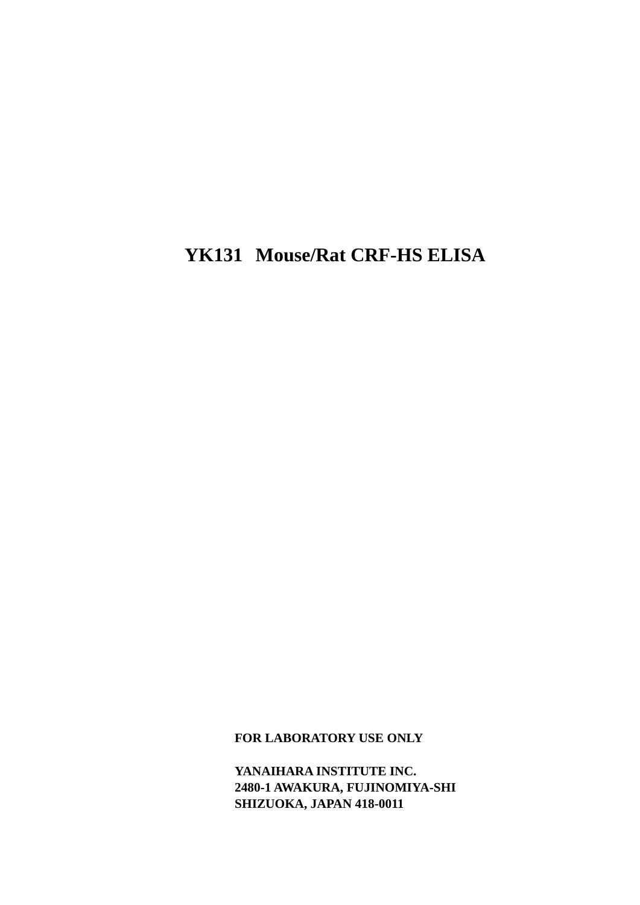# YK131 Mouse/Rat CRF-HS ELISA

**FOR LABORATORY USE ONLY**

**YANAIHARA INSTITUTE INC.**
**2480-1 AWAKURA, FUJINOMIYA-SHI**
**SHIZUOKA, JAPAN 418-0011**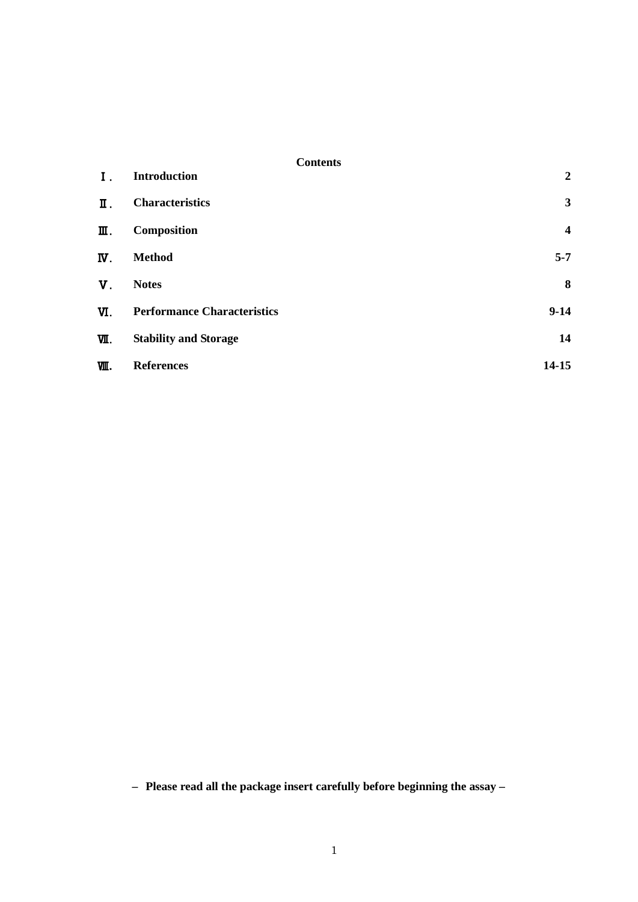**Contents**

| | | |
|---|---|---|
| Ⅰ. | **Introduction** | **2** |
| Ⅱ. | **Characteristics** | **3** |
| Ⅲ. | **Composition** | **4** |
| Ⅳ. | **Method** | **5-7** |
| Ⅴ. | **Notes** | **8** |
| Ⅵ. | **Performance Characteristics** | **9-14** |
| Ⅶ. | **Stability and Storage** | **14** |
| Ⅷ. | **References** | **14-15** |

**– Please read all the package insert carefully before beginning the assay –**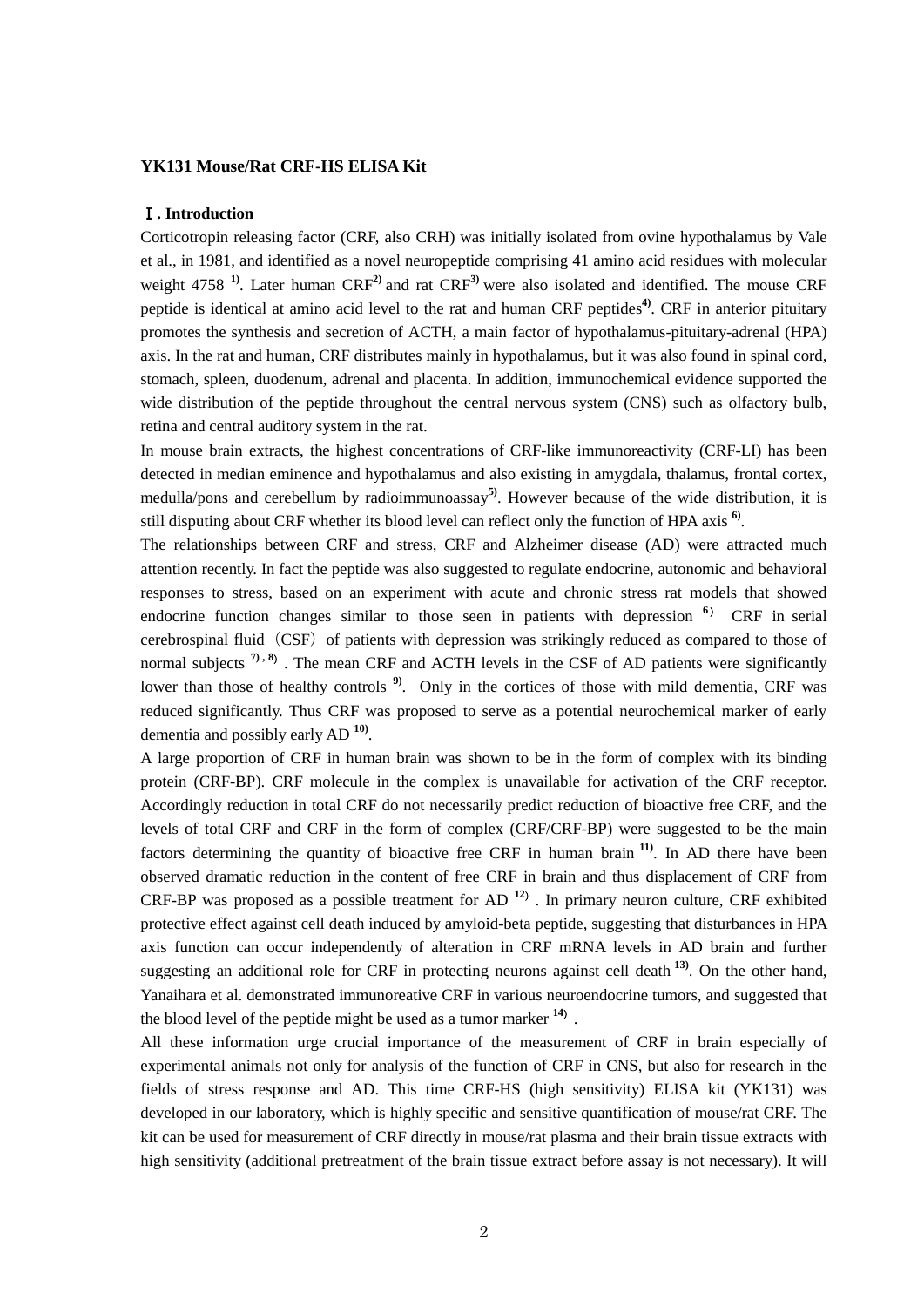**YK131 Mouse/Rat CRF-HS ELISA Kit**

**Ⅰ. Introduction**

Corticotropin releasing factor (CRF, also CRH) was initially isolated from ovine hypothalamus by Vale et al., in 1981, and identified as a novel neuropeptide comprising 41 amino acid residues with molecular weight 4758 [1]. Later human CRF[2] and rat CRF[3] were also isolated and identified. The mouse CRF peptide is identical at amino acid level to the rat and human CRF peptides[4]. CRF in anterior pituitary promotes the synthesis and secretion of ACTH, a main factor of hypothalamus-pituitary-adrenal (HPA) axis. In the rat and human, CRF distributes mainly in hypothalamus, but it was also found in spinal cord, stomach, spleen, duodenum, adrenal and placenta. In addition, immunochemical evidence supported the wide distribution of the peptide throughout the central nervous system (CNS) such as olfactory bulb, retina and central auditory system in the rat.

In mouse brain extracts, the highest concentrations of CRF-like immunoreactivity (CRF-LI) has been detected in median eminence and hypothalamus and also existing in amygdala, thalamus, frontal cortex, medulla/pons and cerebellum by radioimmunoassay[5]. However because of the wide distribution, it is still disputing about CRF whether its blood level can reflect only the function of HPA axis [6].

The relationships between CRF and stress, CRF and Alzheimer disease (AD) were attracted much attention recently. In fact the peptide was also suggested to regulate endocrine, autonomic and behavioral responses to stress, based on an experiment with acute and chronic stress rat models that showed endocrine function changes similar to those seen in patients with depression [6] CRF in serial cerebrospinal fluid（CSF）of patients with depression was strikingly reduced as compared to those of normal subjects [7,8] . The mean CRF and ACTH levels in the CSF of AD patients were significantly lower than those of healthy controls [9]. Only in the cortices of those with mild dementia, CRF was reduced significantly. Thus CRF was proposed to serve as a potential neurochemical marker of early dementia and possibly early AD [10].

A large proportion of CRF in human brain was shown to be in the form of complex with its binding protein (CRF-BP). CRF molecule in the complex is unavailable for activation of the CRF receptor. Accordingly reduction in total CRF do not necessarily predict reduction of bioactive free CRF, and the levels of total CRF and CRF in the form of complex (CRF/CRF-BP) were suggested to be the main factors determining the quantity of bioactive free CRF in human brain [11]. In AD there have been observed dramatic reduction in the content of free CRF in brain and thus displacement of CRF from CRF-BP was proposed as a possible treatment for AD [12] . In primary neuron culture, CRF exhibited protective effect against cell death induced by amyloid-beta peptide, suggesting that disturbances in HPA axis function can occur independently of alteration in CRF mRNA levels in AD brain and further suggesting an additional role for CRF in protecting neurons against cell death [13]. On the other hand, Yanaihara et al. demonstrated immunoreative CRF in various neuroendocrine tumors, and suggested that the blood level of the peptide might be used as a tumor marker [14] .

All these information urge crucial importance of the measurement of CRF in brain especially of experimental animals not only for analysis of the function of CRF in CNS, but also for research in the fields of stress response and AD. This time CRF-HS (high sensitivity) ELISA kit (YK131) was developed in our laboratory, which is highly specific and sensitive quantification of mouse/rat CRF. The kit can be used for measurement of CRF directly in mouse/rat plasma and their brain tissue extracts with high sensitivity (additional pretreatment of the brain tissue extract before assay is not necessary). It will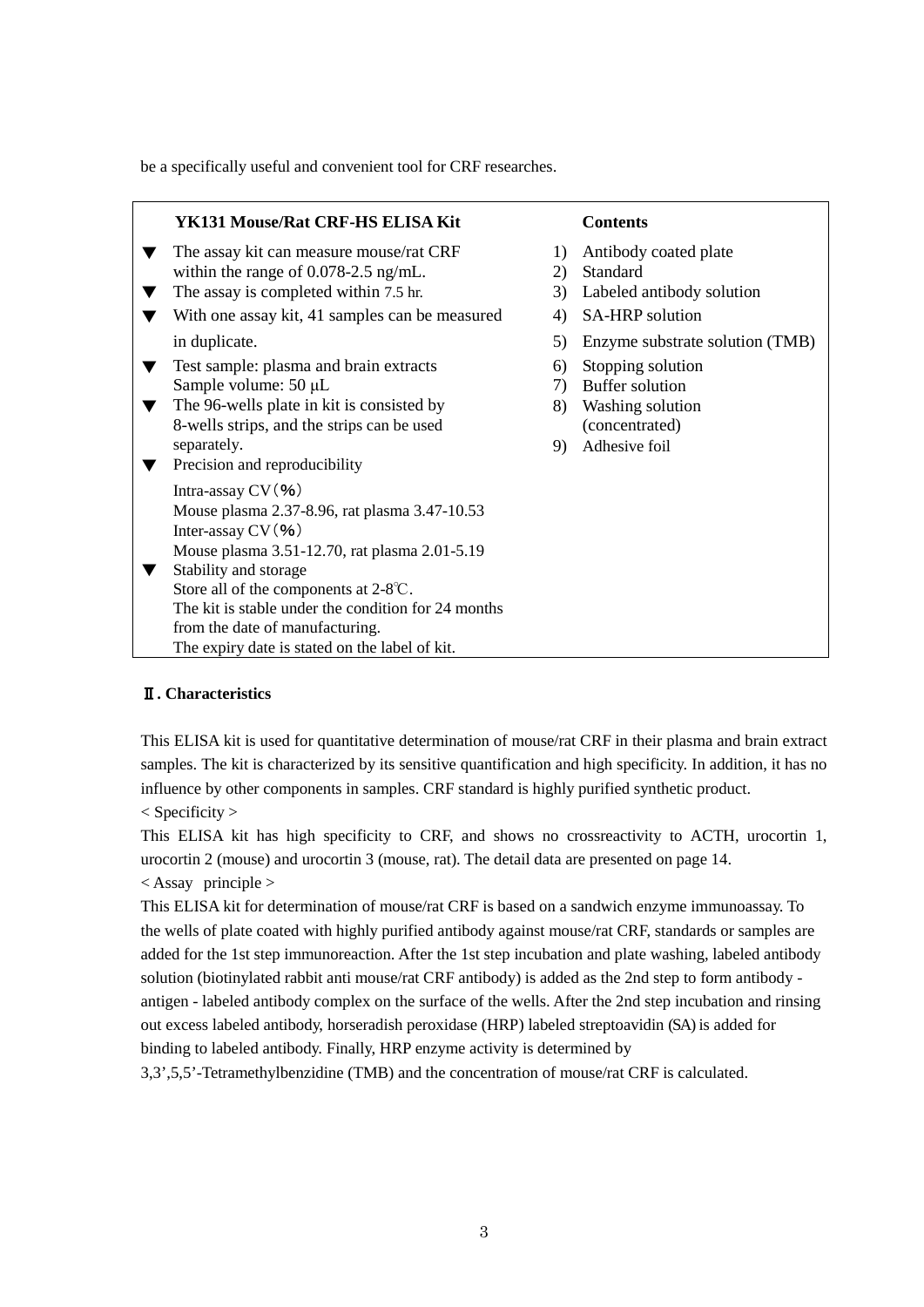be a specifically useful and convenient tool for CRF researches.

| **YK131 Mouse/Rat CRF-HS ELISA Kit** | **Contents** |
|---|---|
| ▼ The assay kit can measure mouse/rat CRF within the range of 0.078-2.5 ng/mL.<br>▼ The assay is completed within 7.5 hr.<br>▼ With one assay kit, 41 samples can be measured in duplicate.<br>▼ Test sample: plasma and brain extracts<br>Sample volume: 50 μL<br>▼ The 96-wells plate in kit is consisted by 8-wells strips, and the strips can be used separately.<br>▼ Precision and reproducibility<br>Intra-assay CV（%）<br>Mouse plasma 2.37-8.96, rat plasma 3.47-10.53<br>Inter-assay CV（%）<br>Mouse plasma 3.51-12.70, rat plasma 2.01-5.19<br>▼ Stability and storage<br>Store all of the components at 2-8℃.<br>The kit is stable under the condition for 24 months from the date of manufacturing.<br>The expiry date is stated on the label of kit. | 1) Antibody coated plate<br>2) Standard<br>3) Labeled antibody solution<br>4) SA-HRP solution<br>5) Enzyme substrate solution (TMB)<br>6) Stopping solution<br>7) Buffer solution<br>8) Washing solution (concentrated)<br>9) Adhesive foil |

## Ⅱ. Characteristics

This ELISA kit is used for quantitative determination of mouse/rat CRF in their plasma and brain extract samples. The kit is characterized by its sensitive quantification and high specificity. In addition, it has no influence by other components in samples. CRF standard is highly purified synthetic product.

< Specificity >

This ELISA kit has high specificity to CRF, and shows no crossreactivity to ACTH, urocortin 1, urocortin 2 (mouse) and urocortin 3 (mouse, rat). The detail data are presented on page 14.

< Assay principle >

This ELISA kit for determination of mouse/rat CRF is based on a sandwich enzyme immunoassay. To the wells of plate coated with highly purified antibody against mouse/rat CRF, standards or samples are added for the 1st step immunoreaction. After the 1st step incubation and plate washing, labeled antibody solution (biotinylated rabbit anti mouse/rat CRF antibody) is added as the 2nd step to form antibody - antigen - labeled antibody complex on the surface of the wells. After the 2nd step incubation and rinsing out excess labeled antibody, horseradish peroxidase (HRP) labeled streptoavidin (SA) is added for binding to labeled antibody. Finally, HRP enzyme activity is determined by 3,3',5,5'-Tetramethylbenzidine (TMB) and the concentration of mouse/rat CRF is calculated.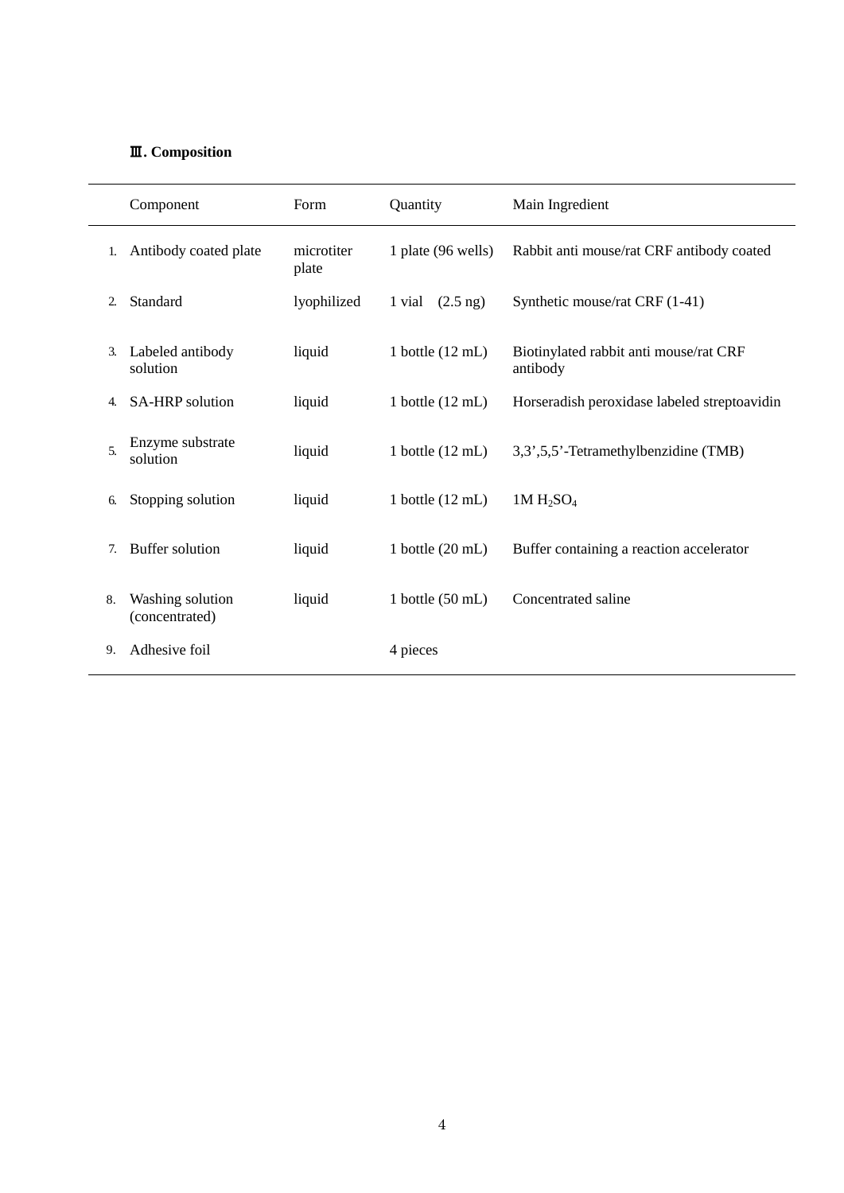## Ⅲ. Composition

| | Component | Form | Quantity | Main Ingredient |
|---|---|---|---|---|
| 1. | Antibody coated plate | microtiter plate | 1 plate (96 wells) | Rabbit anti mouse/rat CRF antibody coated |
| 2. | Standard | lyophilized | 1 vial (2.5 ng) | Synthetic mouse/rat CRF (1-41) |
| 3. | Labeled antibody solution | liquid | 1 bottle (12 mL) | Biotinylated rabbit anti mouse/rat CRF antibody |
| 4. | SA-HRP solution | liquid | 1 bottle (12 mL) | Horseradish peroxidase labeled streptoavidin |
| 5. | Enzyme substrate solution | liquid | 1 bottle (12 mL) | 3,3',5,5'-Tetramethylbenzidine (TMB) |
| 6. | Stopping solution | liquid | 1 bottle (12 mL) | 1M $H_2SO_4$ |
| 7. | Buffer solution | liquid | 1 bottle (20 mL) | Buffer containing a reaction accelerator |
| 8. | Washing solution (concentrated) | liquid | 1 bottle (50 mL) | Concentrated saline |
| 9. | Adhesive foil | | 4 pieces | |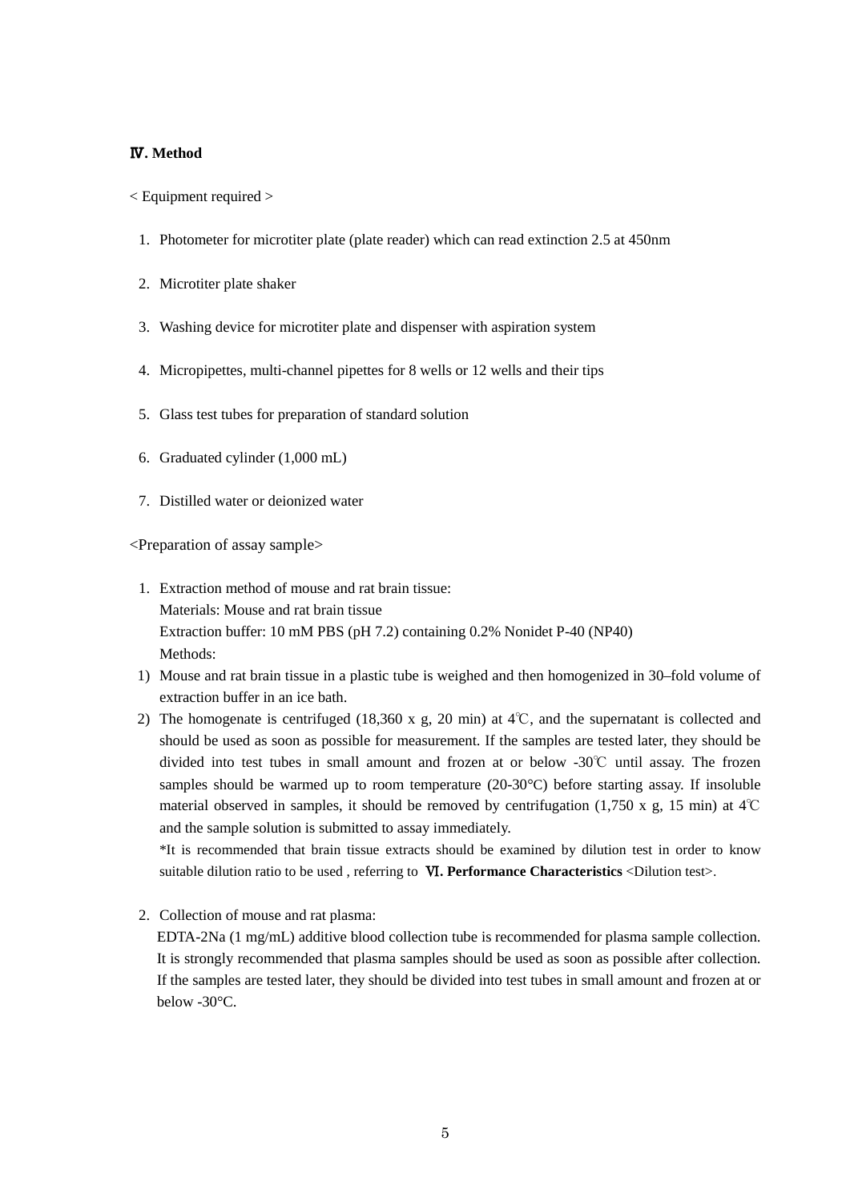## Ⅳ. Method

< Equipment required >

1. Photometer for microtiter plate (plate reader) which can read extinction 2.5 at 450nm
2. Microtiter plate shaker
3. Washing device for microtiter plate and dispenser with aspiration system
4. Micropipettes, multi-channel pipettes for 8 wells or 12 wells and their tips
5. Glass test tubes for preparation of standard solution
6. Graduated cylinder (1,000 mL)
7. Distilled water or deionized water

<Preparation of assay sample>

1. Extraction method of mouse and rat brain tissue:
   Materials: Mouse and rat brain tissue
   Extraction buffer: 10 mM PBS (pH 7.2) containing 0.2% Nonidet P-40 (NP40)
   Methods:

1) Mouse and rat brain tissue in a plastic tube is weighed and then homogenized in 30–fold volume of extraction buffer in an ice bath.
2) The homogenate is centrifuged (18,360 x g, 20 min) at 4℃, and the supernatant is collected and should be used as soon as possible for measurement. If the samples are tested later, they should be divided into test tubes in small amount and frozen at or below -30℃ until assay. The frozen samples should be warmed up to room temperature (20-30°C) before starting assay. If insoluble material observed in samples, it should be removed by centrifugation (1,750 x g, 15 min) at 4℃ and the sample solution is submitted to assay immediately.
   *It is recommended that brain tissue extracts should be examined by dilution test in order to know suitable dilution ratio to be used , referring to **Ⅵ. Performance Characteristics** <Dilution test>.

2. Collection of mouse and rat plasma:
   EDTA-2Na (1 mg/mL) additive blood collection tube is recommended for plasma sample collection. It is strongly recommended that plasma samples should be used as soon as possible after collection. If the samples are tested later, they should be divided into test tubes in small amount and frozen at or below -30°C.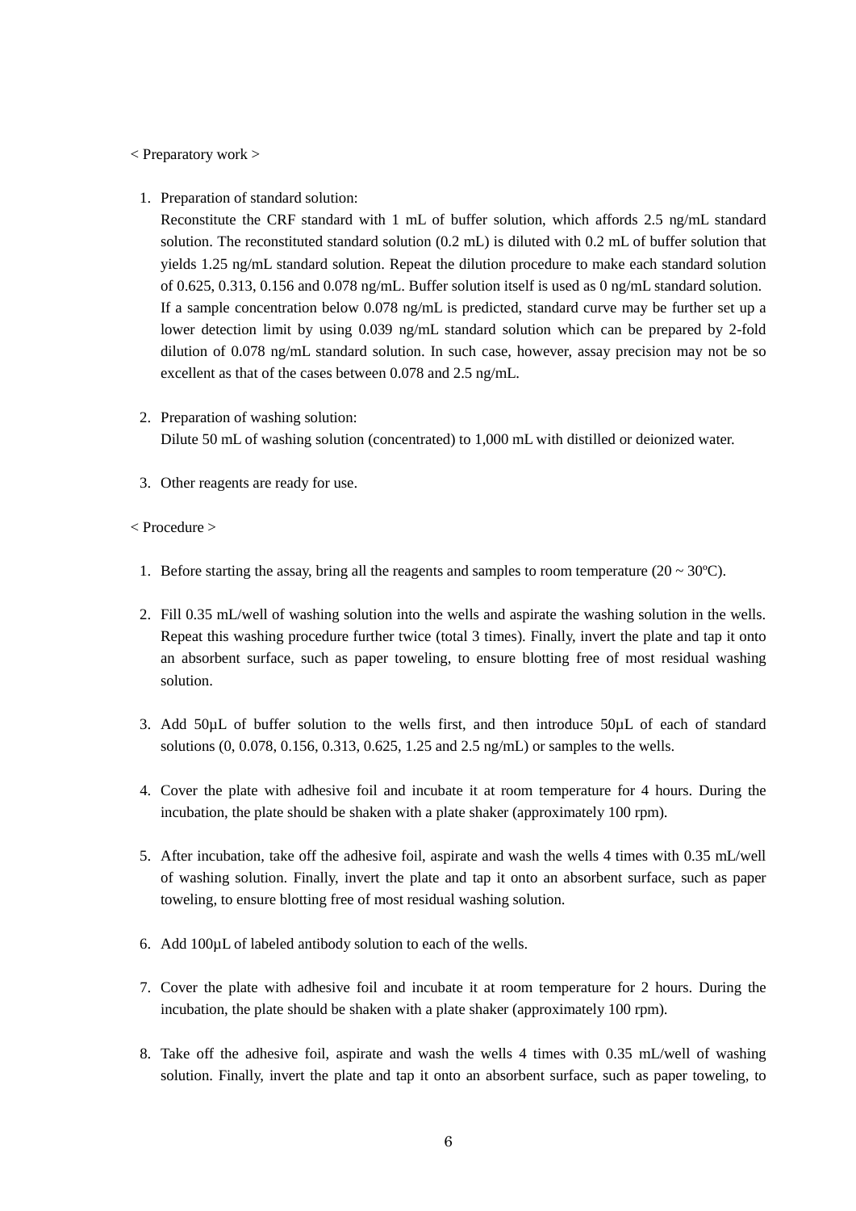< Preparatory work >

1. Preparation of standard solution:
   Reconstitute the CRF standard with 1 mL of buffer solution, which affords 2.5 ng/mL standard solution. The reconstituted standard solution (0.2 mL) is diluted with 0.2 mL of buffer solution that yields 1.25 ng/mL standard solution. Repeat the dilution procedure to make each standard solution of 0.625, 0.313, 0.156 and 0.078 ng/mL. Buffer solution itself is used as 0 ng/mL standard solution.
   If a sample concentration below 0.078 ng/mL is predicted, standard curve may be further set up a lower detection limit by using 0.039 ng/mL standard solution which can be prepared by 2-fold dilution of 0.078 ng/mL standard solution. In such case, however, assay precision may not be so excellent as that of the cases between 0.078 and 2.5 ng/mL.

2. Preparation of washing solution:
   Dilute 50 mL of washing solution (concentrated) to 1,000 mL with distilled or deionized water.

3. Other reagents are ready for use.

< Procedure >

1. Before starting the assay, bring all the reagents and samples to room temperature (20 ~ 30ºC).

2. Fill 0.35 mL/well of washing solution into the wells and aspirate the washing solution in the wells. Repeat this washing procedure further twice (total 3 times). Finally, invert the plate and tap it onto an absorbent surface, such as paper toweling, to ensure blotting free of most residual washing solution.

3. Add 50μL of buffer solution to the wells first, and then introduce 50μL of each of standard solutions (0, 0.078, 0.156, 0.313, 0.625, 1.25 and 2.5 ng/mL) or samples to the wells.

4. Cover the plate with adhesive foil and incubate it at room temperature for 4 hours. During the incubation, the plate should be shaken with a plate shaker (approximately 100 rpm).

5. After incubation, take off the adhesive foil, aspirate and wash the wells 4 times with 0.35 mL/well of washing solution. Finally, invert the plate and tap it onto an absorbent surface, such as paper toweling, to ensure blotting free of most residual washing solution.

6. Add 100μL of labeled antibody solution to each of the wells.

7. Cover the plate with adhesive foil and incubate it at room temperature for 2 hours. During the incubation, the plate should be shaken with a plate shaker (approximately 100 rpm).

8. Take off the adhesive foil, aspirate and wash the wells 4 times with 0.35 mL/well of washing solution. Finally, invert the plate and tap it onto an absorbent surface, such as paper toweling, to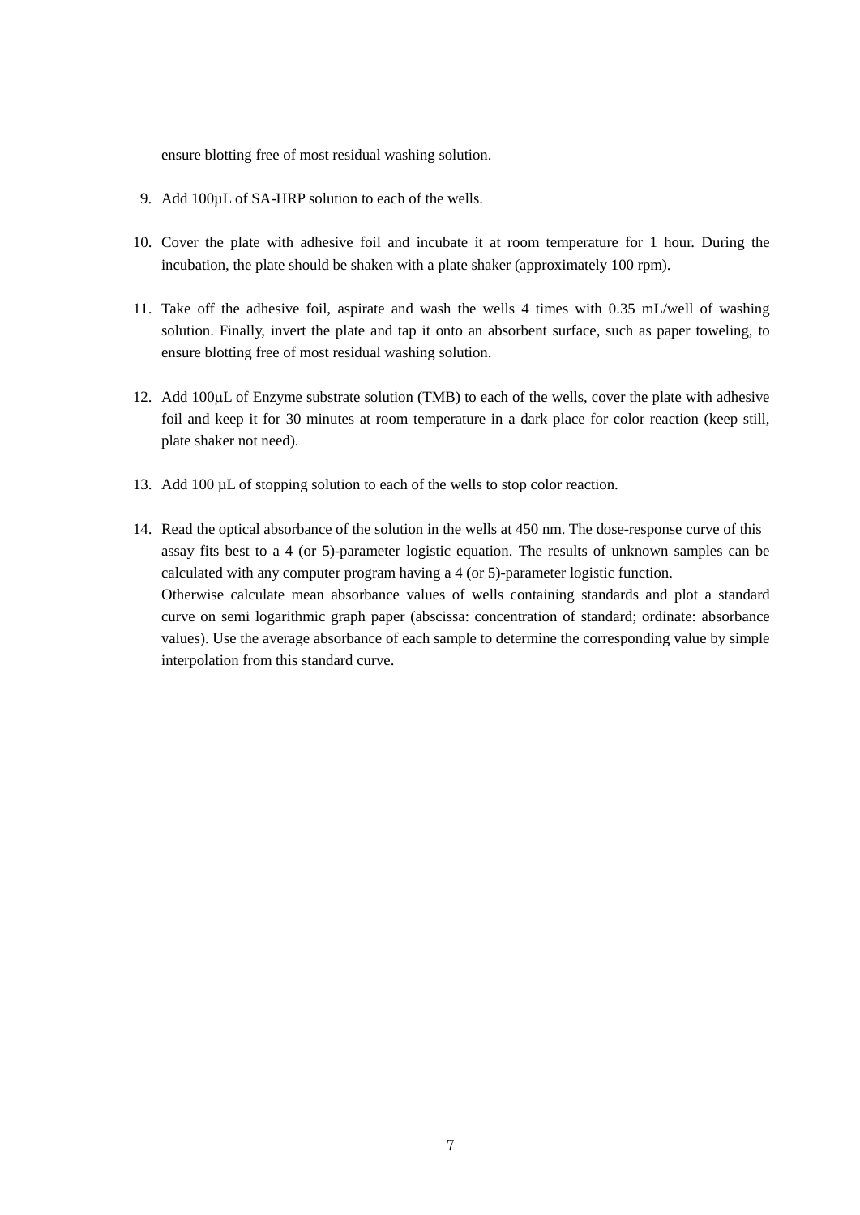ensure blotting free of most residual washing solution.

9. Add 100μL of SA-HRP solution to each of the wells.

10. Cover the plate with adhesive foil and incubate it at room temperature for 1 hour. During the incubation, the plate should be shaken with a plate shaker (approximately 100 rpm).

11. Take off the adhesive foil, aspirate and wash the wells 4 times with 0.35 mL/well of washing solution. Finally, invert the plate and tap it onto an absorbent surface, such as paper toweling, to ensure blotting free of most residual washing solution.

12. Add 100μL of Enzyme substrate solution (TMB) to each of the wells, cover the plate with adhesive foil and keep it for 30 minutes at room temperature in a dark place for color reaction (keep still, plate shaker not need).

13. Add 100 μL of stopping solution to each of the wells to stop color reaction.

14. Read the optical absorbance of the solution in the wells at 450 nm. The dose-response curve of this assay fits best to a 4 (or 5)-parameter logistic equation. The results of unknown samples can be calculated with any computer program having a 4 (or 5)-parameter logistic function.
    Otherwise calculate mean absorbance values of wells containing standards and plot a standard curve on semi logarithmic graph paper (abscissa: concentration of standard; ordinate: absorbance values). Use the average absorbance of each sample to determine the corresponding value by simple interpolation from this standard curve.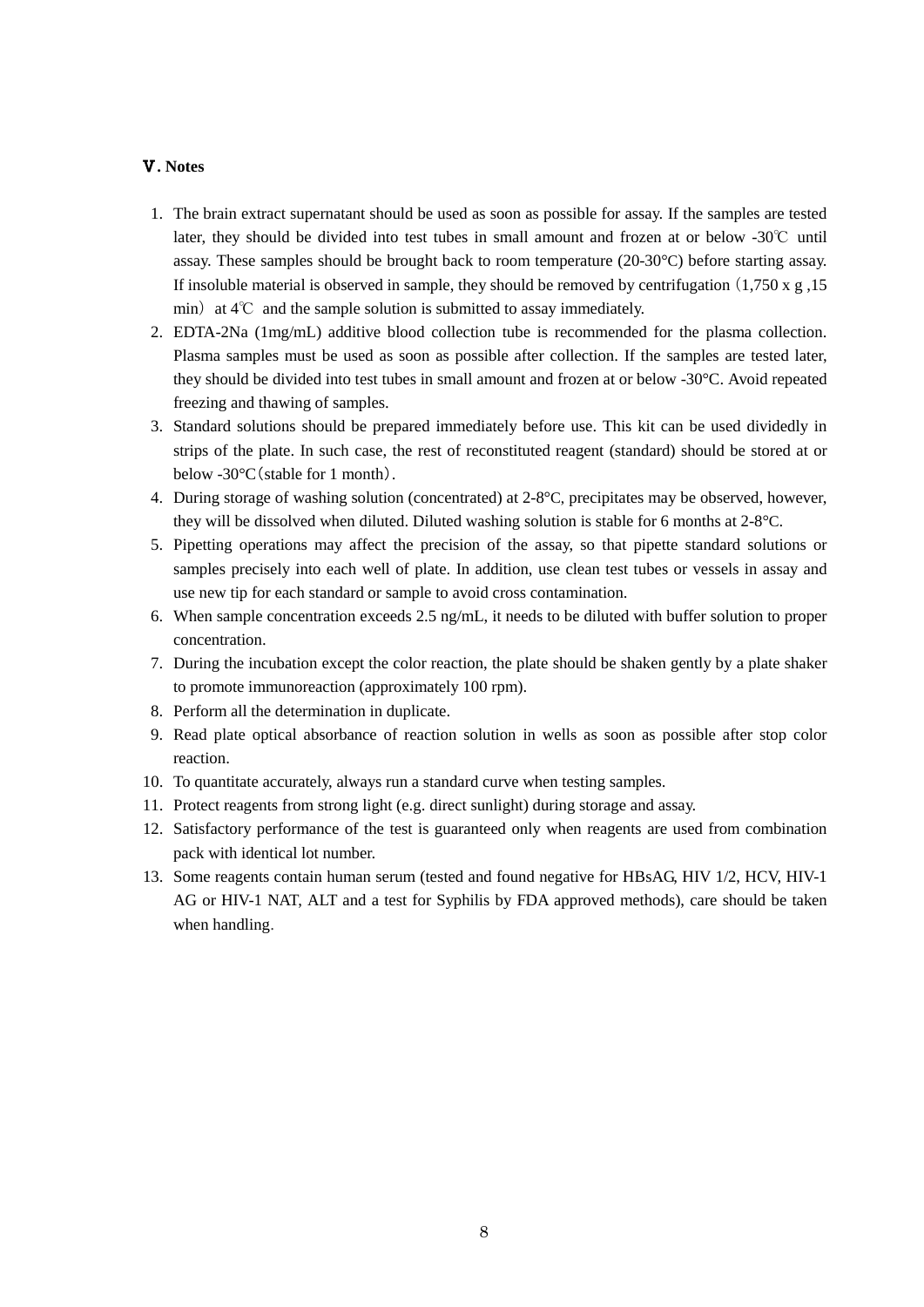## Ⅴ. Notes

1. The brain extract supernatant should be used as soon as possible for assay. If the samples are tested later, they should be divided into test tubes in small amount and frozen at or below -30℃ until assay. These samples should be brought back to room temperature (20-30°C) before starting assay. If insoluble material is observed in sample, they should be removed by centrifugation（1,750 x g ,15 min）at 4℃ and the sample solution is submitted to assay immediately.
2. EDTA-2Na (1mg/mL) additive blood collection tube is recommended for the plasma collection. Plasma samples must be used as soon as possible after collection. If the samples are tested later, they should be divided into test tubes in small amount and frozen at or below -30°C. Avoid repeated freezing and thawing of samples.
3. Standard solutions should be prepared immediately before use. This kit can be used dividedly in strips of the plate. In such case, the rest of reconstituted reagent (standard) should be stored at or below -30°C（stable for 1 month）.
4. During storage of washing solution (concentrated) at 2-8°C, precipitates may be observed, however, they will be dissolved when diluted. Diluted washing solution is stable for 6 months at 2-8°C.
5. Pipetting operations may affect the precision of the assay, so that pipette standard solutions or samples precisely into each well of plate. In addition, use clean test tubes or vessels in assay and use new tip for each standard or sample to avoid cross contamination.
6. When sample concentration exceeds 2.5 ng/mL, it needs to be diluted with buffer solution to proper concentration.
7. During the incubation except the color reaction, the plate should be shaken gently by a plate shaker to promote immunoreaction (approximately 100 rpm).
8. Perform all the determination in duplicate.
9. Read plate optical absorbance of reaction solution in wells as soon as possible after stop color reaction.
10. To quantitate accurately, always run a standard curve when testing samples.
11. Protect reagents from strong light (e.g. direct sunlight) during storage and assay.
12. Satisfactory performance of the test is guaranteed only when reagents are used from combination pack with identical lot number.
13. Some reagents contain human serum (tested and found negative for HBsAG, HIV 1/2, HCV, HIV-1 AG or HIV-1 NAT, ALT and a test for Syphilis by FDA approved methods), care should be taken when handling.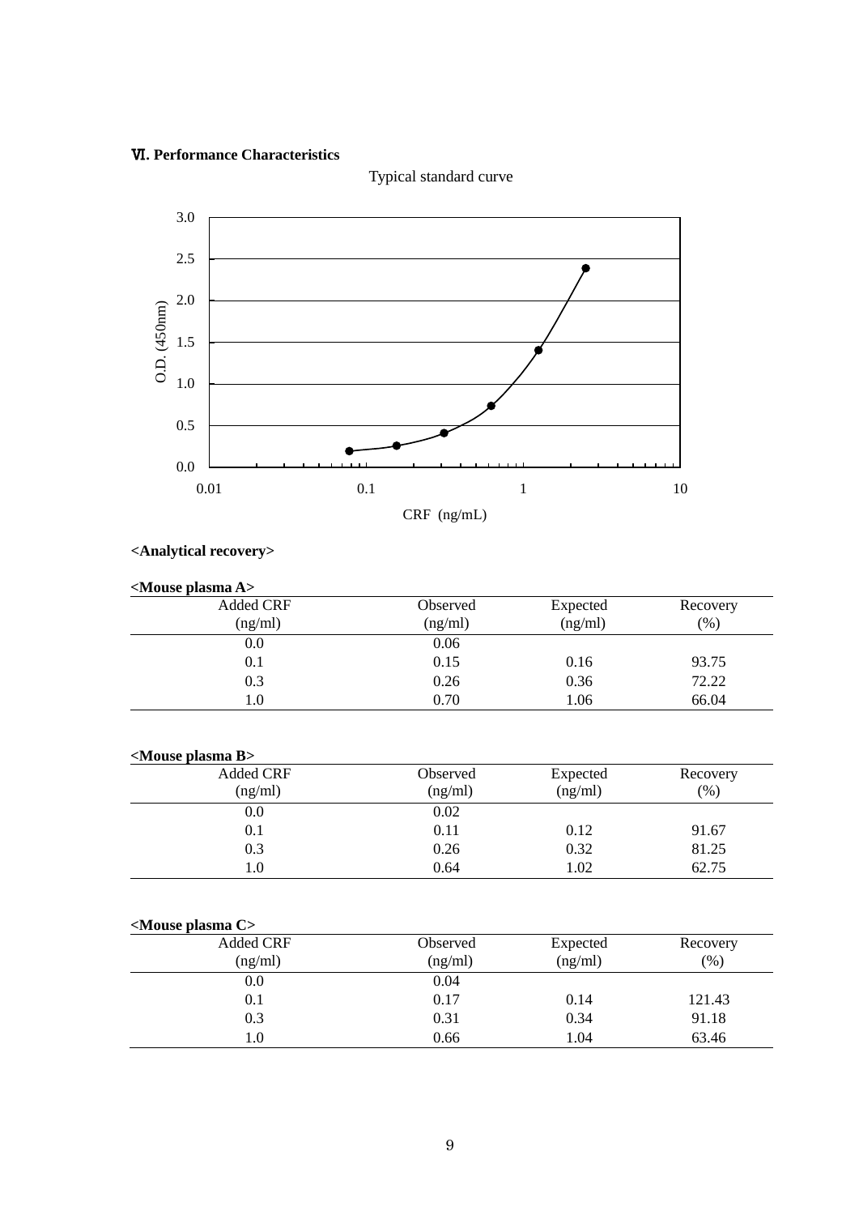## Ⅵ. Performance Characteristics

Typical standard curve

### <Analytical recovery>

**<Mouse plasma A>**

| Added CRF (ng/ml) | Observed (ng/ml) | Expected (ng/ml) | Recovery (%) |
|---|---|---|---|
| 0.0 | 0.06 | | |
| 0.1 | 0.15 | 0.16 | 93.75 |
| 0.3 | 0.26 | 0.36 | 72.22 |
| 1.0 | 0.70 | 1.06 | 66.04 |

**<Mouse plasma B>**

| Added CRF (ng/ml) | Observed (ng/ml) | Expected (ng/ml) | Recovery (%) |
|---|---|---|---|
| 0.0 | 0.02 | | |
| 0.1 | 0.11 | 0.12 | 91.67 |
| 0.3 | 0.26 | 0.32 | 81.25 |
| 1.0 | 0.64 | 1.02 | 62.75 |

**<Mouse plasma C>**

| Added CRF (ng/ml) | Observed (ng/ml) | Expected (ng/ml) | Recovery (%) |
|---|---|---|---|
| 0.0 | 0.04 | | |
| 0.1 | 0.17 | 0.14 | 121.43 |
| 0.3 | 0.31 | 0.34 | 91.18 |
| 1.0 | 0.66 | 1.04 | 63.46 |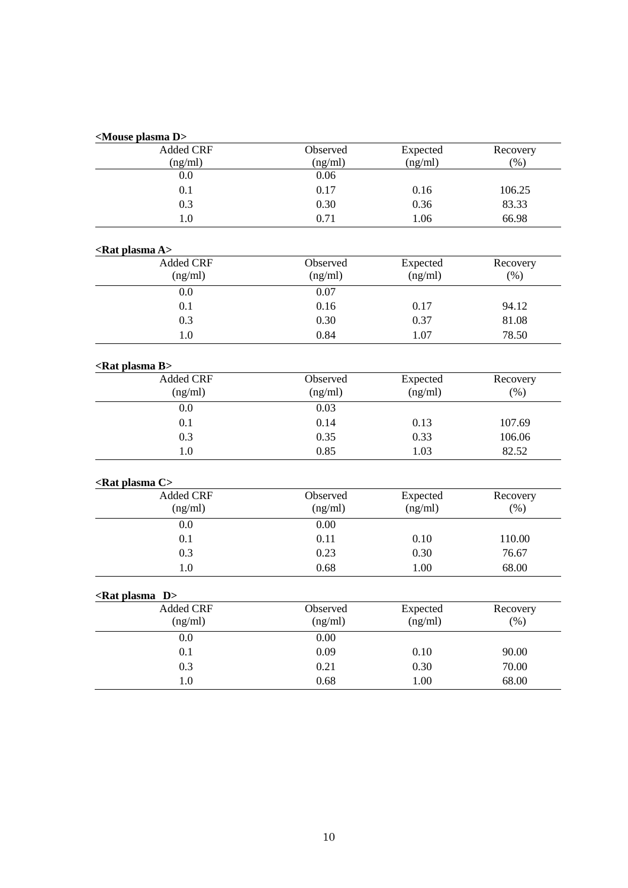**<Mouse plasma D>**

| Added CRF (ng/ml) | Observed (ng/ml) | Expected (ng/ml) | Recovery (%) |
|---|---|---|---|
| 0.0 | 0.06 | | |
| 0.1 | 0.17 | 0.16 | 106.25 |
| 0.3 | 0.30 | 0.36 | 83.33 |
| 1.0 | 0.71 | 1.06 | 66.98 |

**<Rat plasma A>**

| Added CRF (ng/ml) | Observed (ng/ml) | Expected (ng/ml) | Recovery (%) |
|---|---|---|---|
| 0.0 | 0.07 | | |
| 0.1 | 0.16 | 0.17 | 94.12 |
| 0.3 | 0.30 | 0.37 | 81.08 |
| 1.0 | 0.84 | 1.07 | 78.50 |

**<Rat plasma B>**

| Added CRF (ng/ml) | Observed (ng/ml) | Expected (ng/ml) | Recovery (%) |
|---|---|---|---|
| 0.0 | 0.03 | | |
| 0.1 | 0.14 | 0.13 | 107.69 |
| 0.3 | 0.35 | 0.33 | 106.06 |
| 1.0 | 0.85 | 1.03 | 82.52 |

**<Rat plasma C>**

| Added CRF (ng/ml) | Observed (ng/ml) | Expected (ng/ml) | Recovery (%) |
|---|---|---|---|
| 0.0 | 0.00 | | |
| 0.1 | 0.11 | 0.10 | 110.00 |
| 0.3 | 0.23 | 0.30 | 76.67 |
| 1.0 | 0.68 | 1.00 | 68.00 |

**<Rat plasma D>**

| Added CRF (ng/ml) | Observed (ng/ml) | Expected (ng/ml) | Recovery (%) |
|---|---|---|---|
| 0.0 | 0.00 | | |
| 0.1 | 0.09 | 0.10 | 90.00 |
| 0.3 | 0.21 | 0.30 | 70.00 |
| 1.0 | 0.68 | 1.00 | 68.00 |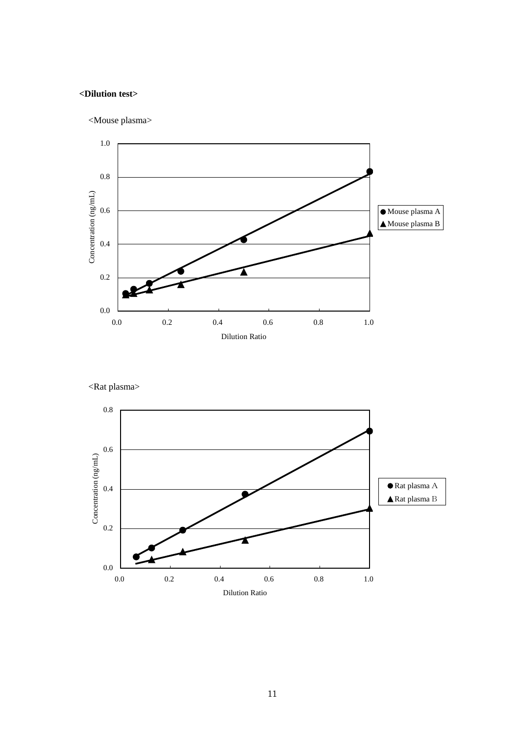**<Dilution test>**

<Mouse plasma>

<Rat plasma>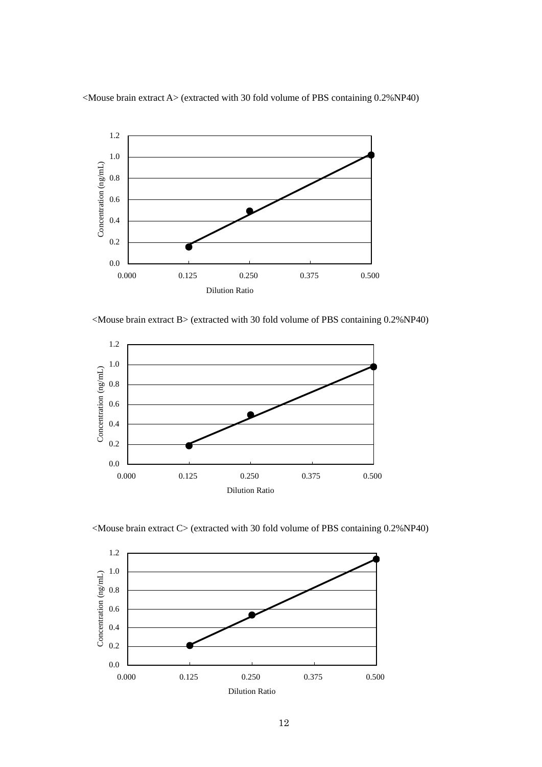<Mouse brain extract A> (extracted with 30 fold volume of PBS containing 0.2%NP40)

<Mouse brain extract B> (extracted with 30 fold volume of PBS containing 0.2%NP40)

<Mouse brain extract C> (extracted with 30 fold volume of PBS containing 0.2%NP40)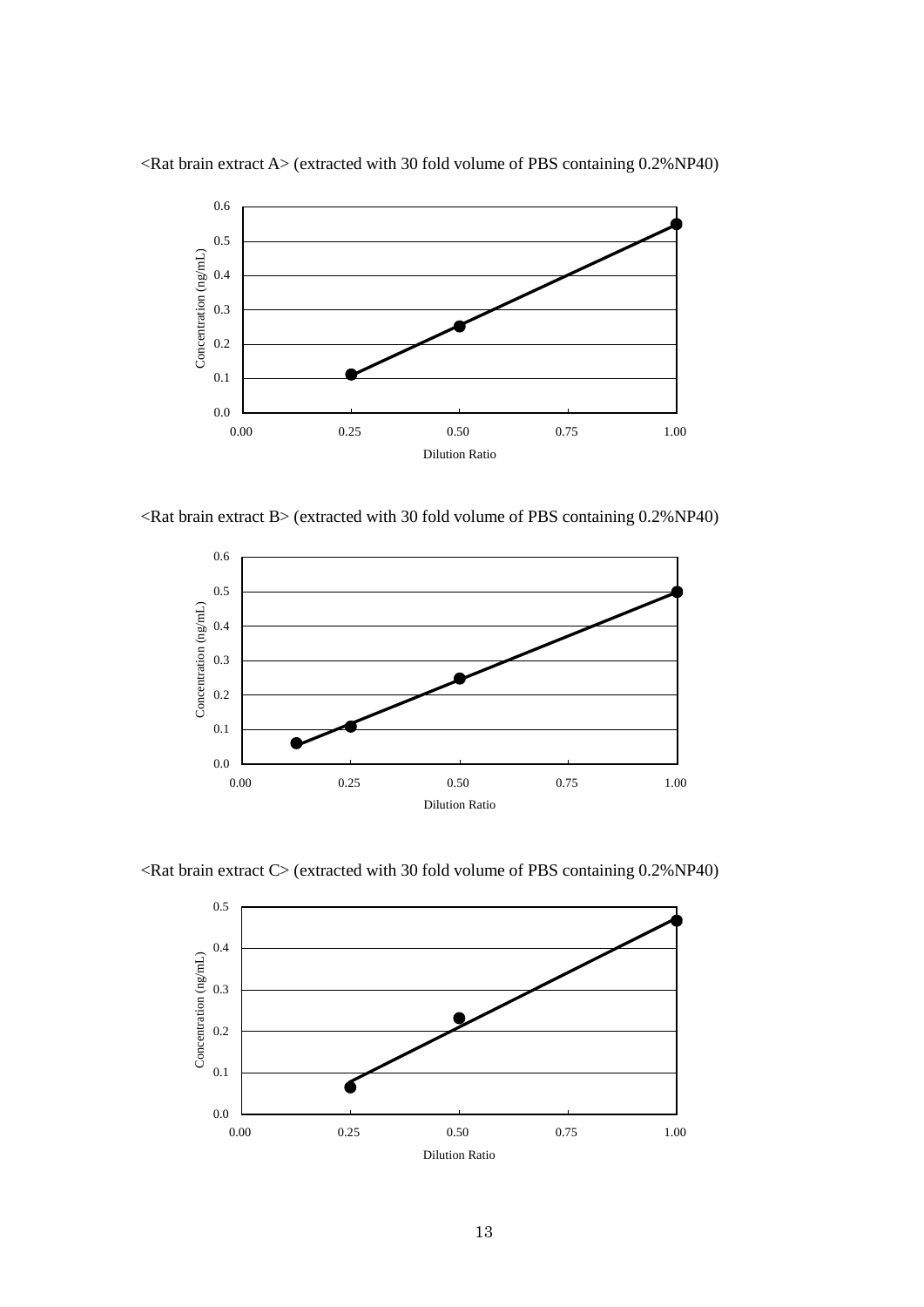<Rat brain extract A> (extracted with 30 fold volume of PBS containing 0.2%NP40)

<Rat brain extract B> (extracted with 30 fold volume of PBS containing 0.2%NP40)

<Rat brain extract C> (extracted with 30 fold volume of PBS containing 0.2%NP40)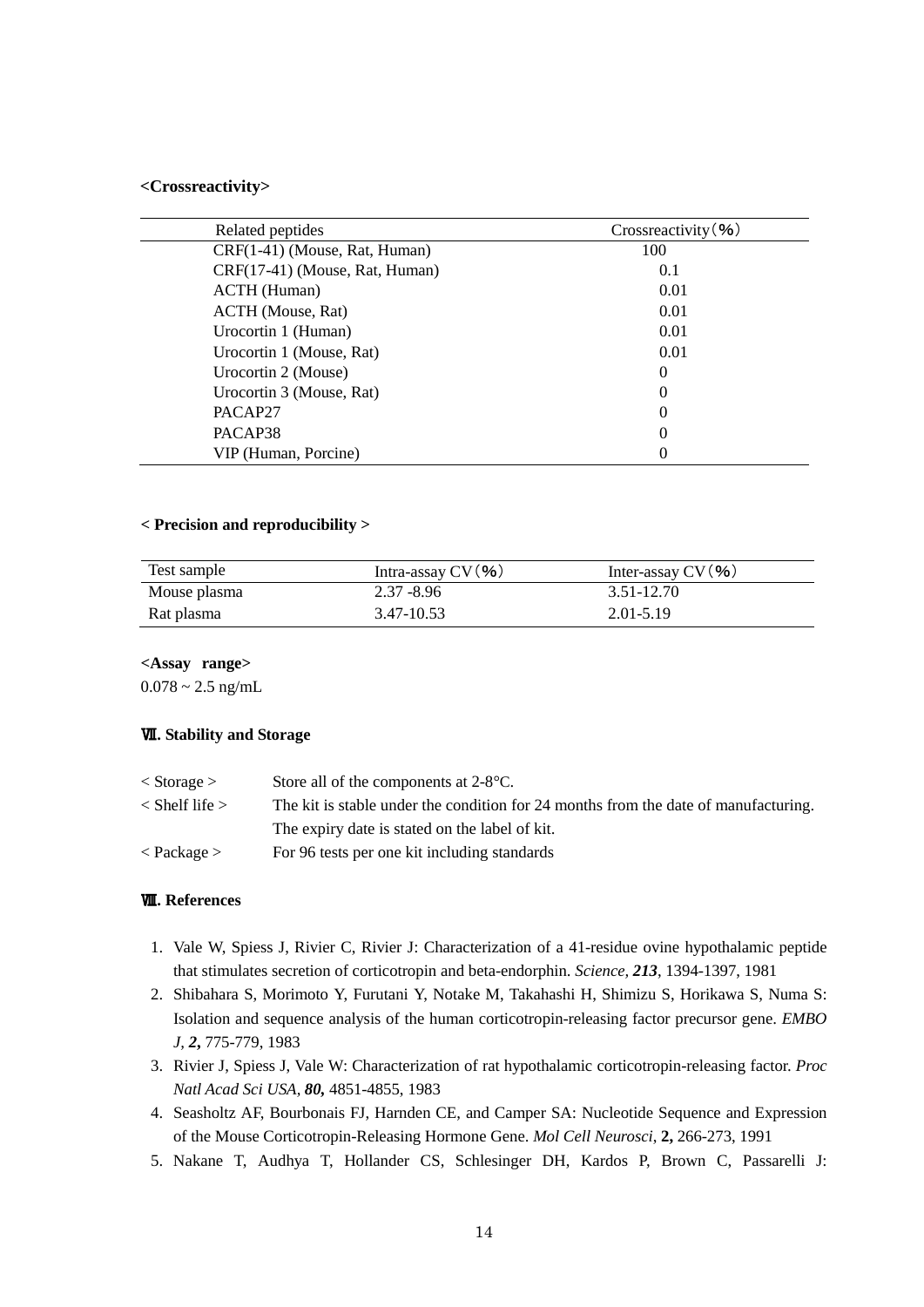**<Crossreactivity>**

| Related peptides | Crossreactivity（%） |
|---|---|
| CRF(1-41) (Mouse, Rat, Human) | 100 |
| CRF(17-41) (Mouse, Rat, Human) | 0.1 |
| ACTH (Human) | 0.01 |
| ACTH (Mouse, Rat) | 0.01 |
| Urocortin 1 (Human) | 0.01 |
| Urocortin 1 (Mouse, Rat) | 0.01 |
| Urocortin 2 (Mouse) | 0 |
| Urocortin 3 (Mouse, Rat) | 0 |
| PACAP27 | 0 |
| PACAP38 | 0 |
| VIP (Human, Porcine) | 0 |

**< Precision and reproducibility >**

| Test sample | Intra-assay CV（%） | Inter-assay CV（%） |
|---|---|---|
| Mouse plasma | 2.37 -8.96 | 3.51-12.70 |
| Rat plasma | 3.47-10.53 | 2.01-5.19 |

**<Assay range>**

0.078 ~ 2.5 ng/mL

## Ⅶ. Stability and Storage

< Storage > Store all of the components at 2-8°C.

< Shelf life > The kit is stable under the condition for 24 months from the date of manufacturing. The expiry date is stated on the label of kit.

< Package > For 96 tests per one kit including standards

## Ⅷ. References

1. Vale W, Spiess J, Rivier C, Rivier J: Characterization of a 41-residue ovine hypothalamic peptide that stimulates secretion of corticotropin and beta-endorphin. *Science*, ***213***, 1394-1397, 1981
2. Shibahara S, Morimoto Y, Furutani Y, Notake M, Takahashi H, Shimizu S, Horikawa S, Numa S: Isolation and sequence analysis of the human corticotropin-releasing factor precursor gene. *EMBO J*, ***2,*** 775-779, 1983
3. Rivier J, Spiess J, Vale W: Characterization of rat hypothalamic corticotropin-releasing factor. *Proc Natl Acad Sci USA*, ***80,*** 4851-4855, 1983
4. Seasholtz AF, Bourbonais FJ, Harnden CE, and Camper SA: Nucleotide Sequence and Expression of the Mouse Corticotropin-Releasing Hormone Gene. *Mol Cell Neurosci*, **2,** 266-273, 1991
5. Nakane T, Audhya T, Hollander CS, Schlesinger DH, Kardos P, Brown C, Passarelli J: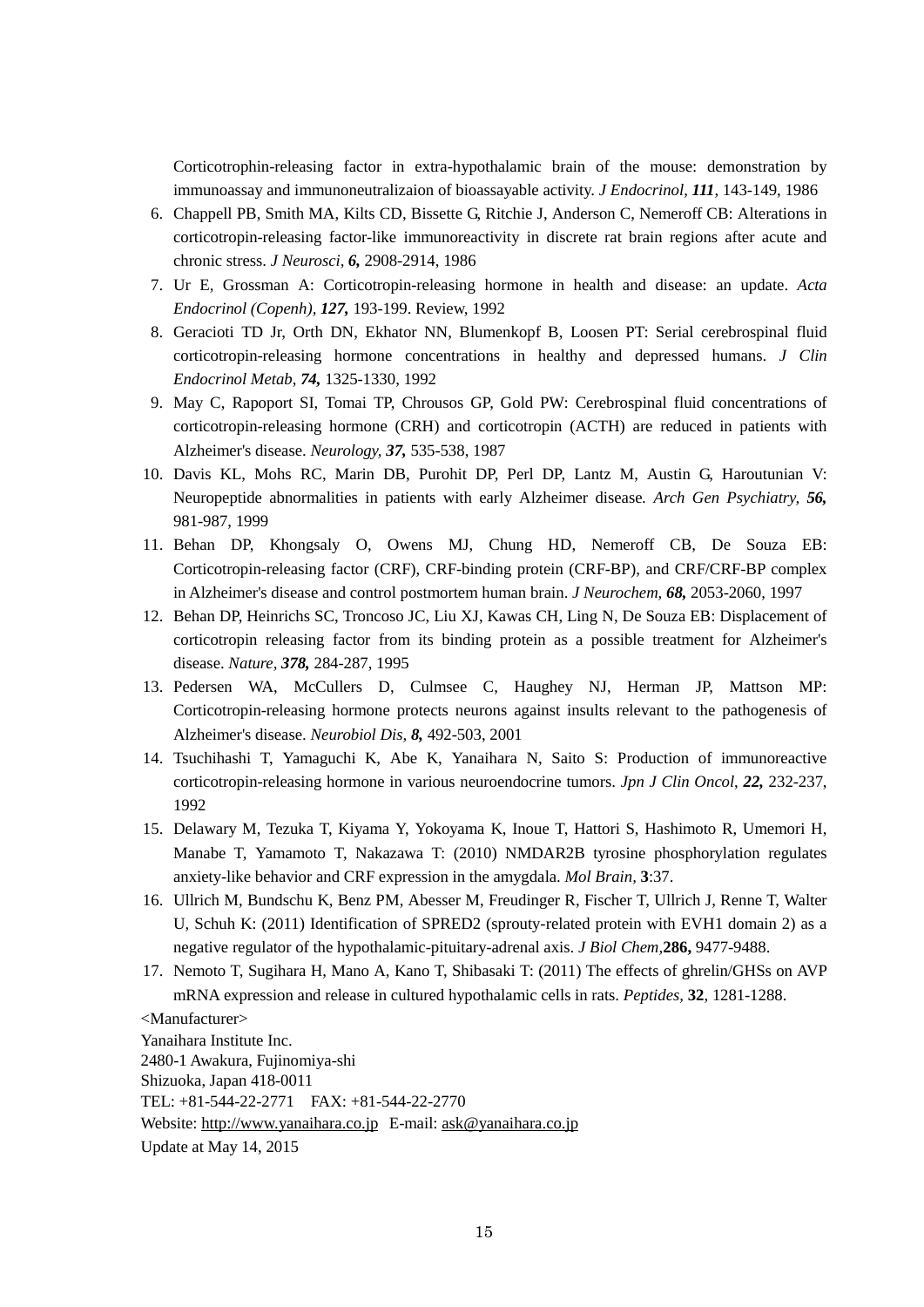Corticotrophin-releasing factor in extra-hypothalamic brain of the mouse: demonstration by immunoassay and immunoneutralizaion of bioassayable activity. *J Endocrinol,* ***111***, 143-149, 1986

6. Chappell PB, Smith MA, Kilts CD, Bissette G, Ritchie J, Anderson C, Nemeroff CB: Alterations in corticotropin-releasing factor-like immunoreactivity in discrete rat brain regions after acute and chronic stress. *J Neurosci,* ***6,*** 2908-2914, 1986
7. Ur E, Grossman A: Corticotropin-releasing hormone in health and disease: an update. *Acta Endocrinol (Copenh),* ***127,*** 193-199. Review, 1992
8. Geracioti TD Jr, Orth DN, Ekhator NN, Blumenkopf B, Loosen PT: Serial cerebrospinal fluid corticotropin-releasing hormone concentrations in healthy and depressed humans. *J Clin Endocrinol Metab,* ***74,*** 1325-1330, 1992
9. May C, Rapoport SI, Tomai TP, Chrousos GP, Gold PW: Cerebrospinal fluid concentrations of corticotropin-releasing hormone (CRH) and corticotropin (ACTH) are reduced in patients with Alzheimer's disease. *Neurology,* ***37,*** 535-538, 1987
10. Davis KL, Mohs RC, Marin DB, Purohit DP, Perl DP, Lantz M, Austin G, Haroutunian V: Neuropeptide abnormalities in patients with early Alzheimer disease. *Arch Gen Psychiatry,* ***56,*** 981-987, 1999
11. Behan DP, Khongsaly O, Owens MJ, Chung HD, Nemeroff CB, De Souza EB: Corticotropin-releasing factor (CRF), CRF-binding protein (CRF-BP), and CRF/CRF-BP complex in Alzheimer's disease and control postmortem human brain. *J Neurochem,* ***68,*** 2053-2060, 1997
12. Behan DP, Heinrichs SC, Troncoso JC, Liu XJ, Kawas CH, Ling N, De Souza EB: Displacement of corticotropin releasing factor from its binding protein as a possible treatment for Alzheimer's disease. *Nature,* ***378,*** 284-287, 1995
13. Pedersen WA, McCullers D, Culmsee C, Haughey NJ, Herman JP, Mattson MP: Corticotropin-releasing hormone protects neurons against insults relevant to the pathogenesis of Alzheimer's disease. *Neurobiol Dis,* ***8,*** 492-503, 2001
14. Tsuchihashi T, Yamaguchi K, Abe K, Yanaihara N, Saito S: Production of immunoreactive corticotropin-releasing hormone in various neuroendocrine tumors. *Jpn J Clin Oncol*, ***22,*** 232-237, 1992
15. Delawary M, Tezuka T, Kiyama Y, Yokoyama K, Inoue T, Hattori S, Hashimoto R, Umemori H, Manabe T, Yamamoto T, Nakazawa T: (2010) NMDAR2B tyrosine phosphorylation regulates anxiety-like behavior and CRF expression in the amygdala. *Mol Brain,* **3**:37.
16. Ullrich M, Bundschu K, Benz PM, Abesser M, Freudinger R, Fischer T, Ullrich J, Renne T, Walter U, Schuh K: (2011) Identification of SPRED2 (sprouty-related protein with EVH1 domain 2) as a negative regulator of the hypothalamic-pituitary-adrenal axis. *J Biol Chem,***286,** 9477-9488.
17. Nemoto T, Sugihara H, Mano A, Kano T, Shibasaki T: (2011) The effects of ghrelin/GHSs on AVP mRNA expression and release in cultured hypothalamic cells in rats. *Peptides*, **32**, 1281-1288.

<Manufacturer>
Yanaihara Institute Inc.
2480-1 Awakura, Fujinomiya-shi
Shizuoka, Japan 418-0011
TEL: +81-544-22-2771 FAX: +81-544-22-2770
Website: http://www.yanaihara.co.jp E-mail: ask@yanaihara.co.jp
Update at May 14, 2015